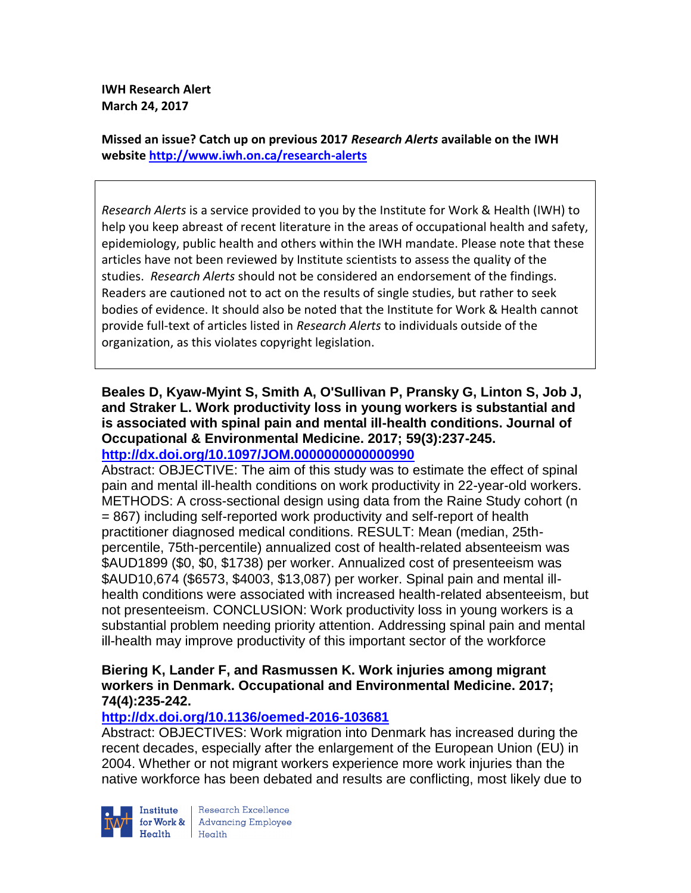**IWH Research Alert**
**March 24, 2017**

**Missed an issue? Catch up on previous 2017 *Research Alerts* available on the IWH website [http://www.iwh.on.ca/research-alerts](http://www.iwh.on.ca/research-alerts)**

*Research Alerts* is a service provided to you by the Institute for Work & Health (IWH) to help you keep abreast of recent literature in the areas of occupational health and safety, epidemiology, public health and others within the IWH mandate. Please note that these articles have not been reviewed by Institute scientists to assess the quality of the studies. *Research Alerts* should not be considered an endorsement of the findings. Readers are cautioned not to act on the results of single studies, but rather to seek bodies of evidence. It should also be noted that the Institute for Work & Health cannot provide full-text of articles listed in *Research Alerts* to individuals outside of the organization, as this violates copyright legislation.

**Beales D, Kyaw-Myint S, Smith A, O'Sullivan P, Pransky G, Linton S, Job J, and Straker L. Work productivity loss in young workers is substantial and is associated with spinal pain and mental ill-health conditions. Journal of Occupational & Environmental Medicine. 2017; 59(3):237-245.**
**[http://dx.doi.org/10.1097/JOM.0000000000000990](http://dx.doi.org/10.1097/JOM.0000000000000990)**

Abstract: OBJECTIVE: The aim of this study was to estimate the effect of spinal pain and mental ill-health conditions on work productivity in 22-year-old workers. METHODS: A cross-sectional design using data from the Raine Study cohort (n = 867) including self-reported work productivity and self-report of health practitioner diagnosed medical conditions. RESULT: Mean (median, 25th-percentile, 75th-percentile) annualized cost of health-related absenteeism was $AUD1899 ($0, $0, $1738) per worker. Annualized cost of presenteeism was $AUD10,674 ($6573, $4003, $13,087) per worker. Spinal pain and mental ill-health conditions were associated with increased health-related absenteeism, but not presenteeism. CONCLUSION: Work productivity loss in young workers is a substantial problem needing priority attention. Addressing spinal pain and mental ill-health may improve productivity of this important sector of the workforce

**Biering K, Lander F, and Rasmussen K. Work injuries among migrant workers in Denmark. Occupational and Environmental Medicine. 2017; 74(4):235-242.**
**[http://dx.doi.org/10.1136/oemed-2016-103681](http://dx.doi.org/10.1136/oemed-2016-103681)**

Abstract: OBJECTIVES: Work migration into Denmark has increased during the recent decades, especially after the enlargement of the European Union (EU) in 2004. Whether or not migrant workers experience more work injuries than the native workforce has been debated and results are conflicting, most likely due to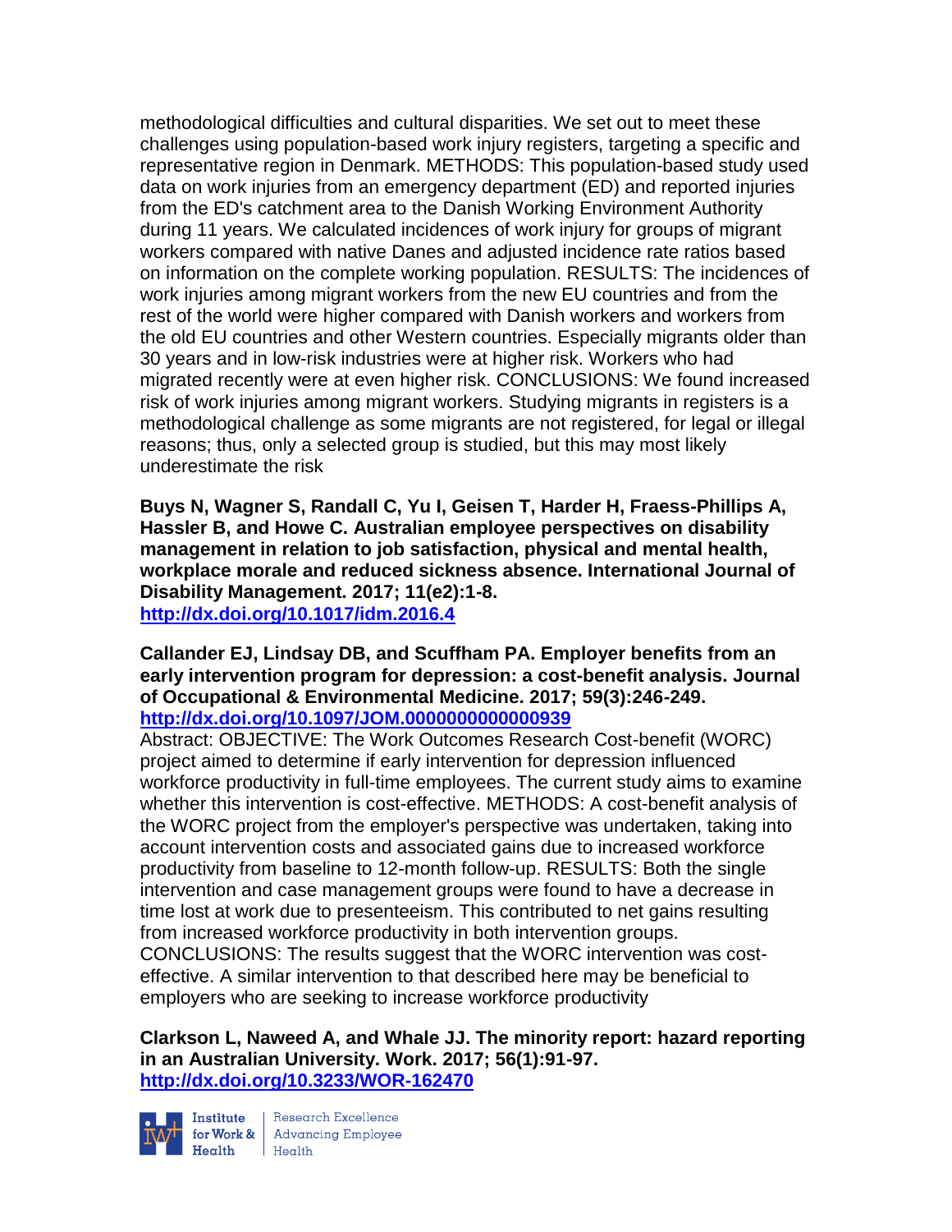methodological difficulties and cultural disparities. We set out to meet these challenges using population-based work injury registers, targeting a specific and representative region in Denmark. METHODS: This population-based study used data on work injuries from an emergency department (ED) and reported injuries from the ED's catchment area to the Danish Working Environment Authority during 11 years. We calculated incidences of work injury for groups of migrant workers compared with native Danes and adjusted incidence rate ratios based on information on the complete working population. RESULTS: The incidences of work injuries among migrant workers from the new EU countries and from the rest of the world were higher compared with Danish workers and workers from the old EU countries and other Western countries. Especially migrants older than 30 years and in low-risk industries were at higher risk. Workers who had migrated recently were at even higher risk. CONCLUSIONS: We found increased risk of work injuries among migrant workers. Studying migrants in registers is a methodological challenge as some migrants are not registered, for legal or illegal reasons; thus, only a selected group is studied, but this may most likely underestimate the risk

**Buys N, Wagner S, Randall C, Yu I, Geisen T, Harder H, Fraess-Phillips A, Hassler B, and Howe C. Australian employee perspectives on disability management in relation to job satisfaction, physical and mental health, workplace morale and reduced sickness absence. International Journal of Disability Management. 2017; 11(e2):1-8.**
**http://dx.doi.org/10.1017/idm.2016.4**

**Callander EJ, Lindsay DB, and Scuffham PA. Employer benefits from an early intervention program for depression: a cost-benefit analysis. Journal of Occupational & Environmental Medicine. 2017; 59(3):246-249.**
**http://dx.doi.org/10.1097/JOM.0000000000000939**

Abstract: OBJECTIVE: The Work Outcomes Research Cost-benefit (WORC) project aimed to determine if early intervention for depression influenced workforce productivity in full-time employees. The current study aims to examine whether this intervention is cost-effective. METHODS: A cost-benefit analysis of the WORC project from the employer's perspective was undertaken, taking into account intervention costs and associated gains due to increased workforce productivity from baseline to 12-month follow-up. RESULTS: Both the single intervention and case management groups were found to have a decrease in time lost at work due to presenteeism. This contributed to net gains resulting from increased workforce productivity in both intervention groups. CONCLUSIONS: The results suggest that the WORC intervention was cost-effective. A similar intervention to that described here may be beneficial to employers who are seeking to increase workforce productivity

**Clarkson L, Naweed A, and Whale JJ. The minority report: hazard reporting in an Australian University. Work. 2017; 56(1):91-97.**
**http://dx.doi.org/10.3233/WOR-162470**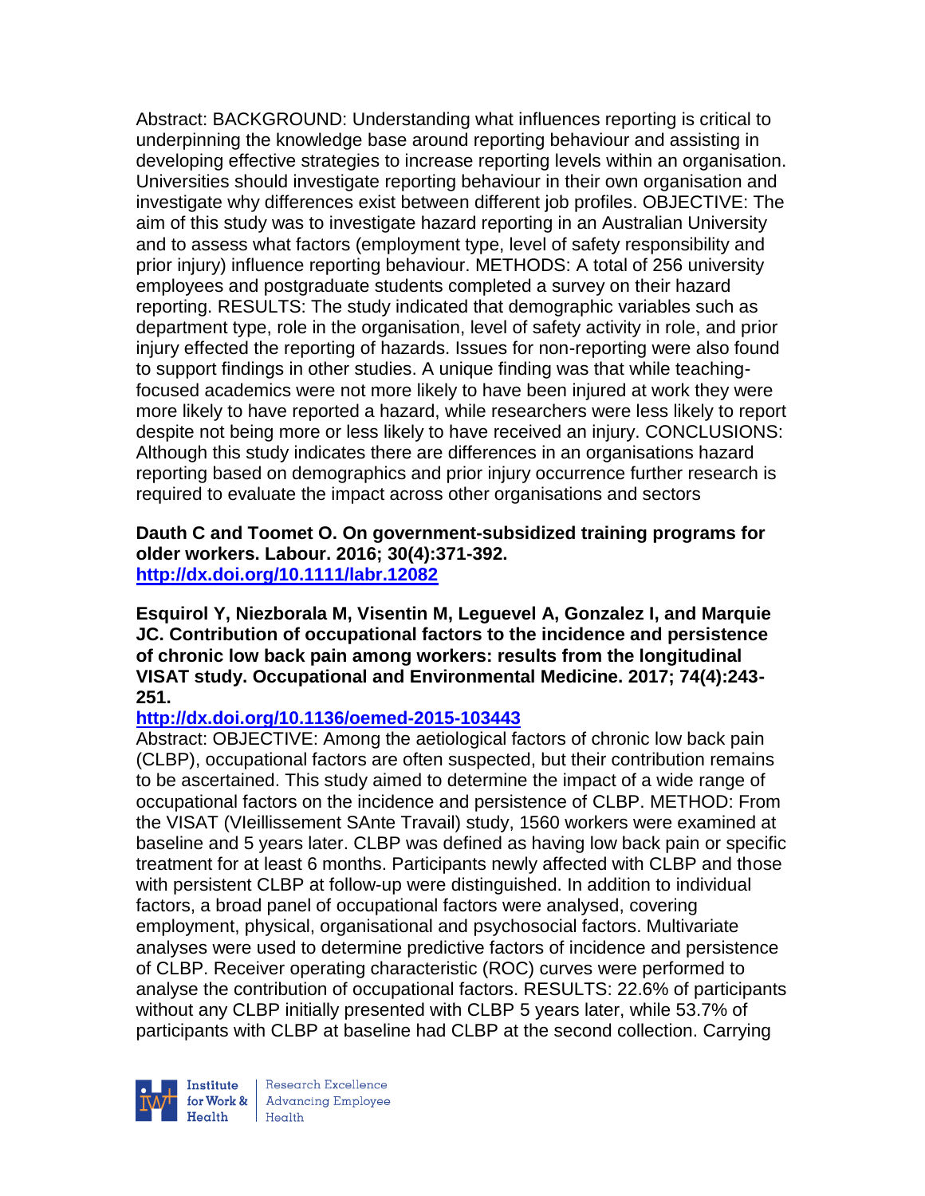Abstract: BACKGROUND: Understanding what influences reporting is critical to underpinning the knowledge base around reporting behaviour and assisting in developing effective strategies to increase reporting levels within an organisation. Universities should investigate reporting behaviour in their own organisation and investigate why differences exist between different job profiles. OBJECTIVE: The aim of this study was to investigate hazard reporting in an Australian University and to assess what factors (employment type, level of safety responsibility and prior injury) influence reporting behaviour. METHODS: A total of 256 university employees and postgraduate students completed a survey on their hazard reporting. RESULTS: The study indicated that demographic variables such as department type, role in the organisation, level of safety activity in role, and prior injury effected the reporting of hazards. Issues for non-reporting were also found to support findings in other studies. A unique finding was that while teaching-focused academics were not more likely to have been injured at work they were more likely to have reported a hazard, while researchers were less likely to report despite not being more or less likely to have received an injury. CONCLUSIONS: Although this study indicates there are differences in an organisations hazard reporting based on demographics and prior injury occurrence further research is required to evaluate the impact across other organisations and sectors

**Dauth C and Toomet O. On government-subsidized training programs for older workers. Labour. 2016; 30(4):371-392.**
**http://dx.doi.org/10.1111/labr.12082**

**Esquirol Y, Niezborala M, Visentin M, Leguevel A, Gonzalez I, and Marquie JC. Contribution of occupational factors to the incidence and persistence of chronic low back pain among workers: results from the longitudinal VISAT study. Occupational and Environmental Medicine. 2017; 74(4):243-251.**
**http://dx.doi.org/10.1136/oemed-2015-103443**

Abstract: OBJECTIVE: Among the aetiological factors of chronic low back pain (CLBP), occupational factors are often suspected, but their contribution remains to be ascertained. This study aimed to determine the impact of a wide range of occupational factors on the incidence and persistence of CLBP. METHOD: From the VISAT (VIeillissement SAnte Travail) study, 1560 workers were examined at baseline and 5 years later. CLBP was defined as having low back pain or specific treatment for at least 6 months. Participants newly affected with CLBP and those with persistent CLBP at follow-up were distinguished. In addition to individual factors, a broad panel of occupational factors were analysed, covering employment, physical, organisational and psychosocial factors. Multivariate analyses were used to determine predictive factors of incidence and persistence of CLBP. Receiver operating characteristic (ROC) curves were performed to analyse the contribution of occupational factors. RESULTS: 22.6% of participants without any CLBP initially presented with CLBP 5 years later, while 53.7% of participants with CLBP at baseline had CLBP at the second collection. Carrying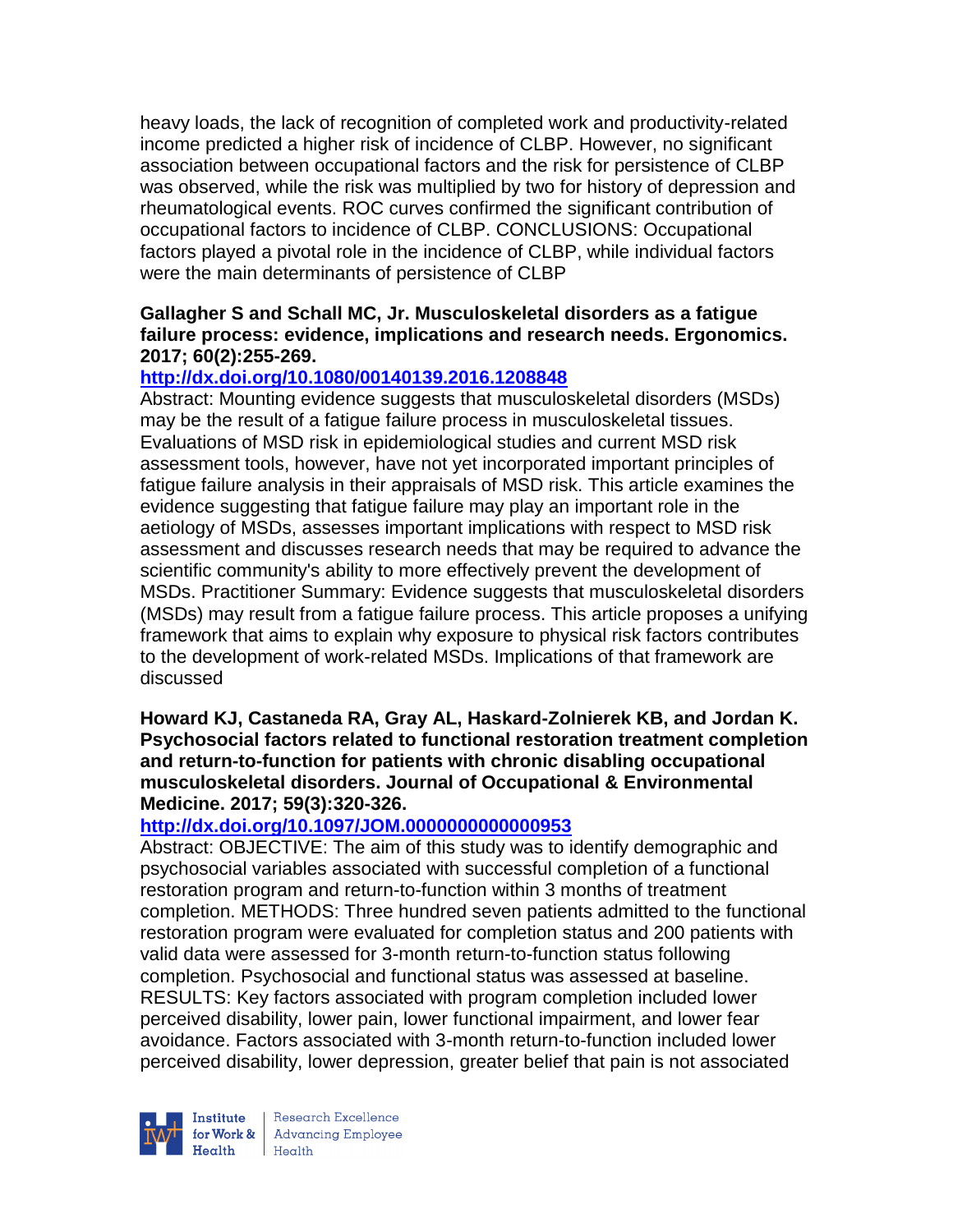heavy loads, the lack of recognition of completed work and productivity-related income predicted a higher risk of incidence of CLBP. However, no significant association between occupational factors and the risk for persistence of CLBP was observed, while the risk was multiplied by two for history of depression and rheumatological events. ROC curves confirmed the significant contribution of occupational factors to incidence of CLBP. CONCLUSIONS: Occupational factors played a pivotal role in the incidence of CLBP, while individual factors were the main determinants of persistence of CLBP

**Gallagher S and Schall MC, Jr. Musculoskeletal disorders as a fatigue failure process: evidence, implications and research needs. Ergonomics. 2017; 60(2):255-269.**

**http://dx.doi.org/10.1080/00140139.2016.1208848**

Abstract: Mounting evidence suggests that musculoskeletal disorders (MSDs) may be the result of a fatigue failure process in musculoskeletal tissues. Evaluations of MSD risk in epidemiological studies and current MSD risk assessment tools, however, have not yet incorporated important principles of fatigue failure analysis in their appraisals of MSD risk. This article examines the evidence suggesting that fatigue failure may play an important role in the aetiology of MSDs, assesses important implications with respect to MSD risk assessment and discusses research needs that may be required to advance the scientific community's ability to more effectively prevent the development of MSDs. Practitioner Summary: Evidence suggests that musculoskeletal disorders (MSDs) may result from a fatigue failure process. This article proposes a unifying framework that aims to explain why exposure to physical risk factors contributes to the development of work-related MSDs. Implications of that framework are discussed

**Howard KJ, Castaneda RA, Gray AL, Haskard-Zolnierek KB, and Jordan K. Psychosocial factors related to functional restoration treatment completion and return-to-function for patients with chronic disabling occupational musculoskeletal disorders. Journal of Occupational & Environmental Medicine. 2017; 59(3):320-326.**

**http://dx.doi.org/10.1097/JOM.0000000000000953**

Abstract: OBJECTIVE: The aim of this study was to identify demographic and psychosocial variables associated with successful completion of a functional restoration program and return-to-function within 3 months of treatment completion. METHODS: Three hundred seven patients admitted to the functional restoration program were evaluated for completion status and 200 patients with valid data were assessed for 3-month return-to-function status following completion. Psychosocial and functional status was assessed at baseline. RESULTS: Key factors associated with program completion included lower perceived disability, lower pain, lower functional impairment, and lower fear avoidance. Factors associated with 3-month return-to-function included lower perceived disability, lower depression, greater belief that pain is not associated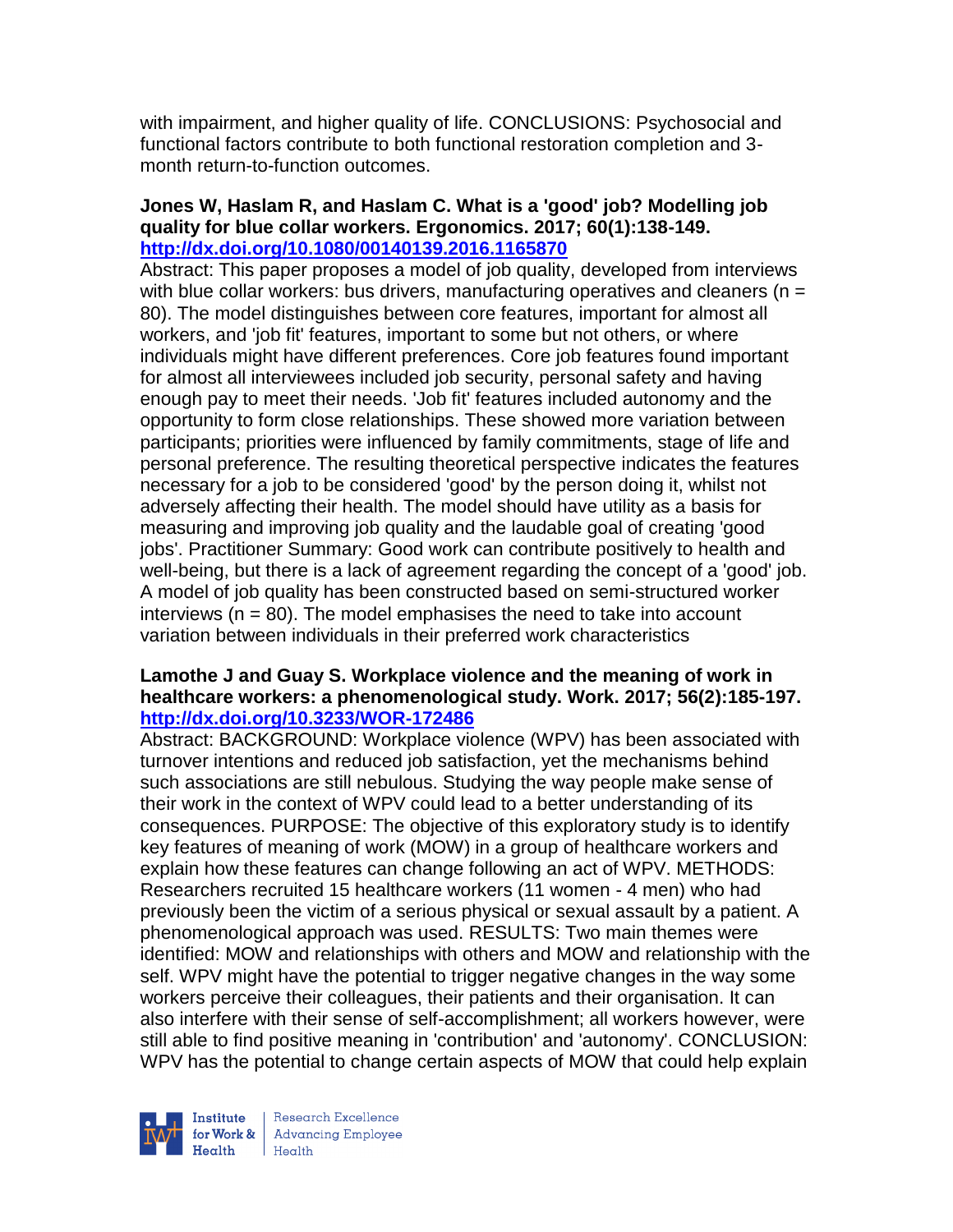with impairment, and higher quality of life. CONCLUSIONS: Psychosocial and functional factors contribute to both functional restoration completion and 3-month return-to-function outcomes.

**Jones W, Haslam R, and Haslam C. What is a 'good' job? Modelling job quality for blue collar workers. Ergonomics. 2017; 60(1):138-149. http://dx.doi.org/10.1080/00140139.2016.1165870**

Abstract: This paper proposes a model of job quality, developed from interviews with blue collar workers: bus drivers, manufacturing operatives and cleaners (n = 80). The model distinguishes between core features, important for almost all workers, and 'job fit' features, important to some but not others, or where individuals might have different preferences. Core job features found important for almost all interviewees included job security, personal safety and having enough pay to meet their needs. 'Job fit' features included autonomy and the opportunity to form close relationships. These showed more variation between participants; priorities were influenced by family commitments, stage of life and personal preference. The resulting theoretical perspective indicates the features necessary for a job to be considered 'good' by the person doing it, whilst not adversely affecting their health. The model should have utility as a basis for measuring and improving job quality and the laudable goal of creating 'good jobs'. Practitioner Summary: Good work can contribute positively to health and well-being, but there is a lack of agreement regarding the concept of a 'good' job. A model of job quality has been constructed based on semi-structured worker interviews (n = 80). The model emphasises the need to take into account variation between individuals in their preferred work characteristics

**Lamothe J and Guay S. Workplace violence and the meaning of work in healthcare workers: a phenomenological study. Work. 2017; 56(2):185-197. http://dx.doi.org/10.3233/WOR-172486**

Abstract: BACKGROUND: Workplace violence (WPV) has been associated with turnover intentions and reduced job satisfaction, yet the mechanisms behind such associations are still nebulous. Studying the way people make sense of their work in the context of WPV could lead to a better understanding of its consequences. PURPOSE: The objective of this exploratory study is to identify key features of meaning of work (MOW) in a group of healthcare workers and explain how these features can change following an act of WPV. METHODS: Researchers recruited 15 healthcare workers (11 women - 4 men) who had previously been the victim of a serious physical or sexual assault by a patient. A phenomenological approach was used. RESULTS: Two main themes were identified: MOW and relationships with others and MOW and relationship with the self. WPV might have the potential to trigger negative changes in the way some workers perceive their colleagues, their patients and their organisation. It can also interfere with their sense of self-accomplishment; all workers however, were still able to find positive meaning in 'contribution' and 'autonomy'. CONCLUSION: WPV has the potential to change certain aspects of MOW that could help explain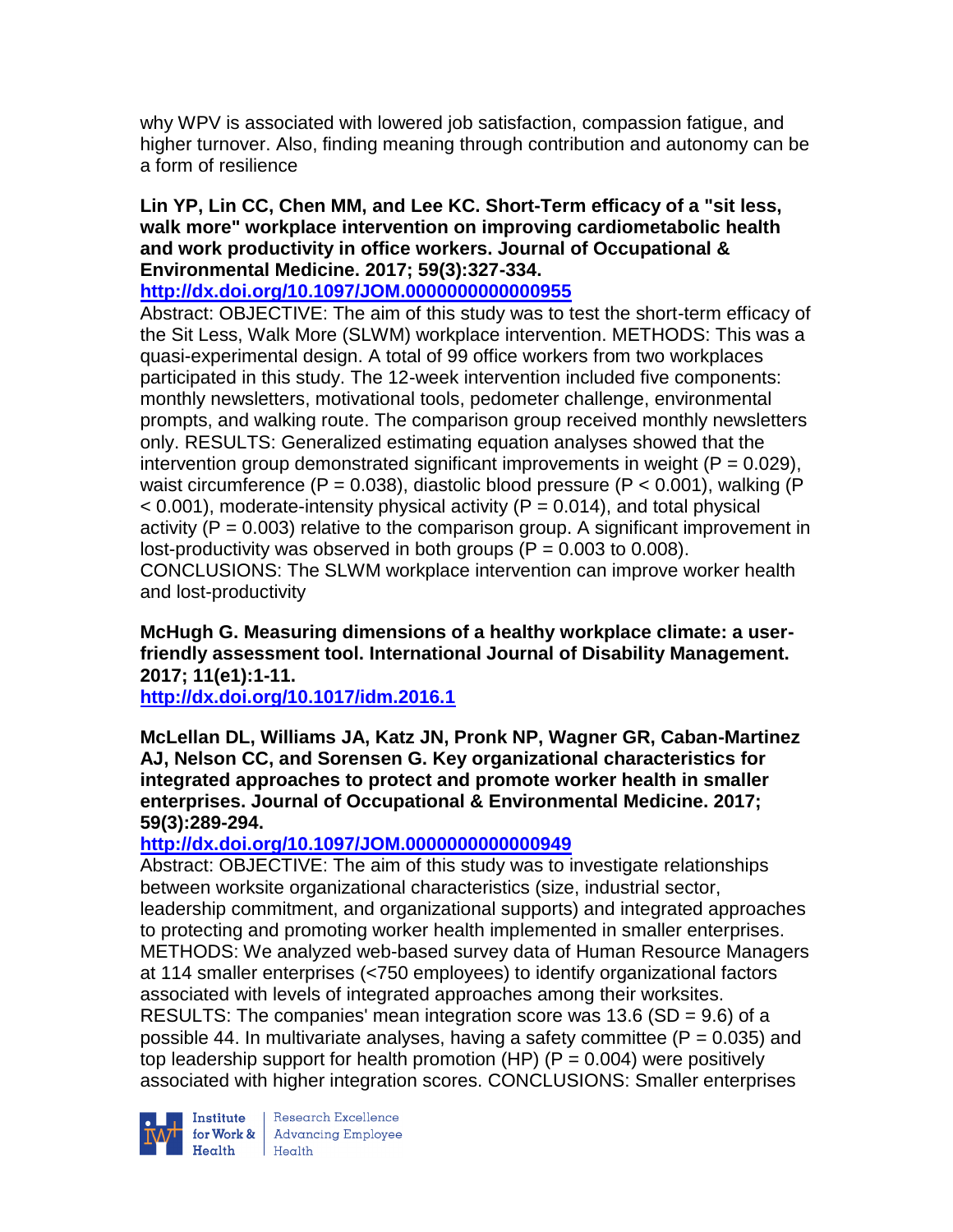why WPV is associated with lowered job satisfaction, compassion fatigue, and higher turnover. Also, finding meaning through contribution and autonomy can be a form of resilience

**Lin YP, Lin CC, Chen MM, and Lee KC. Short-Term efficacy of a "sit less, walk more" workplace intervention on improving cardiometabolic health and work productivity in office workers. Journal of Occupational & Environmental Medicine. 2017; 59(3):327-334.**
**http://dx.doi.org/10.1097/JOM.0000000000000955**

Abstract: OBJECTIVE: The aim of this study was to test the short-term efficacy of the Sit Less, Walk More (SLWM) workplace intervention. METHODS: This was a quasi-experimental design. A total of 99 office workers from two workplaces participated in this study. The 12-week intervention included five components: monthly newsletters, motivational tools, pedometer challenge, environmental prompts, and walking route. The comparison group received monthly newsletters only. RESULTS: Generalized estimating equation analyses showed that the intervention group demonstrated significant improvements in weight ($P = 0.029$), waist circumference ($P = 0.038$), diastolic blood pressure ($P < 0.001$), walking ($P < 0.001$), moderate-intensity physical activity ($P = 0.014$), and total physical activity ($P = 0.003$) relative to the comparison group. A significant improvement in lost-productivity was observed in both groups ($P = 0.003$ to $0.008$). CONCLUSIONS: The SLWM workplace intervention can improve worker health and lost-productivity

**McHugh G. Measuring dimensions of a healthy workplace climate: a user-friendly assessment tool. International Journal of Disability Management. 2017; 11(e1):1-11.**
**http://dx.doi.org/10.1017/idm.2016.1**

**McLellan DL, Williams JA, Katz JN, Pronk NP, Wagner GR, Caban-Martinez AJ, Nelson CC, and Sorensen G. Key organizational characteristics for integrated approaches to protect and promote worker health in smaller enterprises. Journal of Occupational & Environmental Medicine. 2017; 59(3):289-294.**
**http://dx.doi.org/10.1097/JOM.0000000000000949**

Abstract: OBJECTIVE: The aim of this study was to investigate relationships between worksite organizational characteristics (size, industrial sector, leadership commitment, and organizational supports) and integrated approaches to protecting and promoting worker health implemented in smaller enterprises. METHODS: We analyzed web-based survey data of Human Resource Managers at 114 smaller enterprises (<750 employees) to identify organizational factors associated with levels of integrated approaches among their worksites. RESULTS: The companies' mean integration score was 13.6 (SD = 9.6) of a possible 44. In multivariate analyses, having a safety committee ($P = 0.035$) and top leadership support for health promotion (HP) ($P = 0.004$) were positively associated with higher integration scores. CONCLUSIONS: Smaller enterprises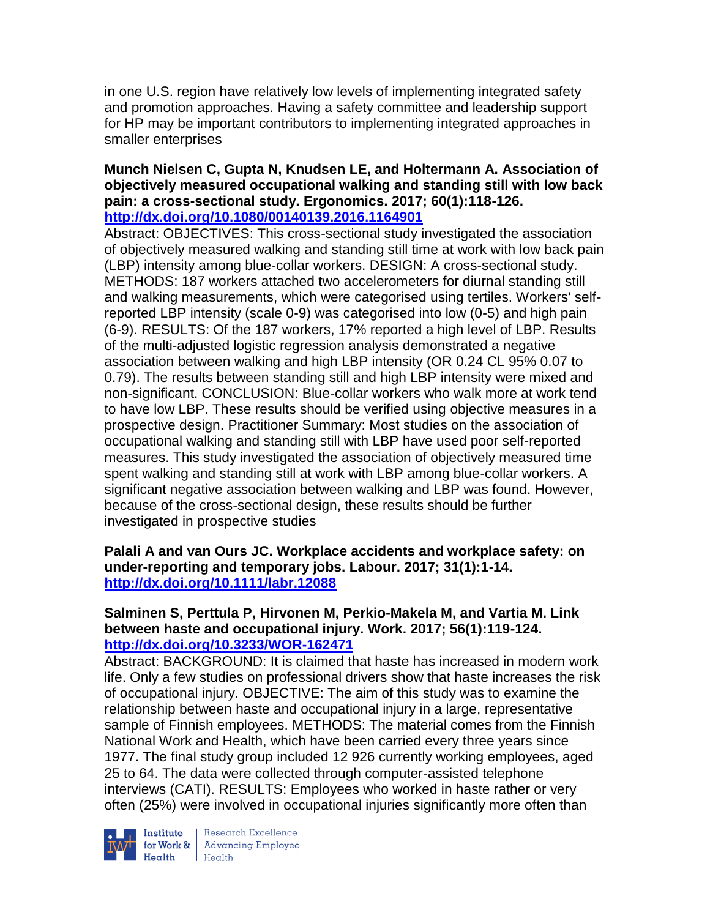in one U.S. region have relatively low levels of implementing integrated safety and promotion approaches. Having a safety committee and leadership support for HP may be important contributors to implementing integrated approaches in smaller enterprises

**Munch Nielsen C, Gupta N, Knudsen LE, and Holtermann A. Association of objectively measured occupational walking and standing still with low back pain: a cross-sectional study. Ergonomics. 2017; 60(1):118-126. http://dx.doi.org/10.1080/00140139.2016.1164901**

Abstract: OBJECTIVES: This cross-sectional study investigated the association of objectively measured walking and standing still time at work with low back pain (LBP) intensity among blue-collar workers. DESIGN: A cross-sectional study. METHODS: 187 workers attached two accelerometers for diurnal standing still and walking measurements, which were categorised using tertiles. Workers' self-reported LBP intensity (scale 0-9) was categorised into low (0-5) and high pain (6-9). RESULTS: Of the 187 workers, 17% reported a high level of LBP. Results of the multi-adjusted logistic regression analysis demonstrated a negative association between walking and high LBP intensity (OR 0.24 CL 95% 0.07 to 0.79). The results between standing still and high LBP intensity were mixed and non-significant. CONCLUSION: Blue-collar workers who walk more at work tend to have low LBP. These results should be verified using objective measures in a prospective design. Practitioner Summary: Most studies on the association of occupational walking and standing still with LBP have used poor self-reported measures. This study investigated the association of objectively measured time spent walking and standing still at work with LBP among blue-collar workers. A significant negative association between walking and LBP was found. However, because of the cross-sectional design, these results should be further investigated in prospective studies

**Palali A and van Ours JC. Workplace accidents and workplace safety: on under-reporting and temporary jobs. Labour. 2017; 31(1):1-14. http://dx.doi.org/10.1111/labr.12088**

**Salminen S, Perttula P, Hirvonen M, Perkio-Makela M, and Vartia M. Link between haste and occupational injury. Work. 2017; 56(1):119-124. http://dx.doi.org/10.3233/WOR-162471**

Abstract: BACKGROUND: It is claimed that haste has increased in modern work life. Only a few studies on professional drivers show that haste increases the risk of occupational injury. OBJECTIVE: The aim of this study was to examine the relationship between haste and occupational injury in a large, representative sample of Finnish employees. METHODS: The material comes from the Finnish National Work and Health, which have been carried every three years since 1977. The final study group included 12 926 currently working employees, aged 25 to 64. The data were collected through computer-assisted telephone interviews (CATI). RESULTS: Employees who worked in haste rather or very often (25%) were involved in occupational injuries significantly more often than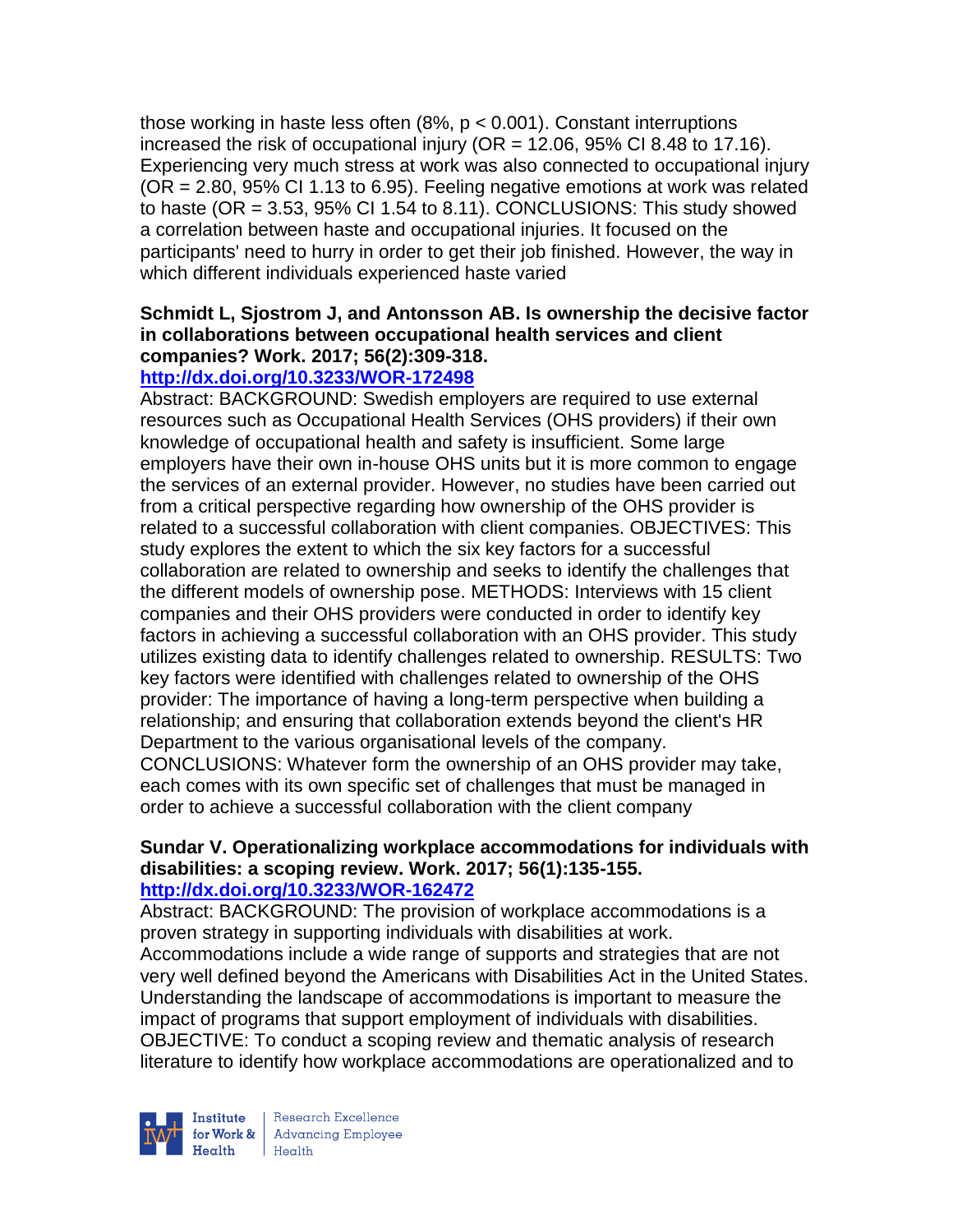those working in haste less often (8%, $p < 0.001$). Constant interruptions increased the risk of occupational injury (OR = 12.06, 95% CI 8.48 to 17.16). Experiencing very much stress at work was also connected to occupational injury (OR = 2.80, 95% CI 1.13 to 6.95). Feeling negative emotions at work was related to haste (OR = 3.53, 95% CI 1.54 to 8.11). CONCLUSIONS: This study showed a correlation between haste and occupational injuries. It focused on the participants' need to hurry in order to get their job finished. However, the way in which different individuals experienced haste varied

**Schmidt L, Sjostrom J, and Antonsson AB. Is ownership the decisive factor in collaborations between occupational health services and client companies? Work. 2017; 56(2):309-318.**
**http://dx.doi.org/10.3233/WOR-172498**

Abstract: BACKGROUND: Swedish employers are required to use external resources such as Occupational Health Services (OHS providers) if their own knowledge of occupational health and safety is insufficient. Some large employers have their own in-house OHS units but it is more common to engage the services of an external provider. However, no studies have been carried out from a critical perspective regarding how ownership of the OHS provider is related to a successful collaboration with client companies. OBJECTIVES: This study explores the extent to which the six key factors for a successful collaboration are related to ownership and seeks to identify the challenges that the different models of ownership pose. METHODS: Interviews with 15 client companies and their OHS providers were conducted in order to identify key factors in achieving a successful collaboration with an OHS provider. This study utilizes existing data to identify challenges related to ownership. RESULTS: Two key factors were identified with challenges related to ownership of the OHS provider: The importance of having a long-term perspective when building a relationship; and ensuring that collaboration extends beyond the client's HR Department to the various organisational levels of the company. CONCLUSIONS: Whatever form the ownership of an OHS provider may take, each comes with its own specific set of challenges that must be managed in order to achieve a successful collaboration with the client company

**Sundar V. Operationalizing workplace accommodations for individuals with disabilities: a scoping review. Work. 2017; 56(1):135-155.**
**http://dx.doi.org/10.3233/WOR-162472**

Abstract: BACKGROUND: The provision of workplace accommodations is a proven strategy in supporting individuals with disabilities at work. Accommodations include a wide range of supports and strategies that are not very well defined beyond the Americans with Disabilities Act in the United States. Understanding the landscape of accommodations is important to measure the impact of programs that support employment of individuals with disabilities. OBJECTIVE: To conduct a scoping review and thematic analysis of research literature to identify how workplace accommodations are operationalized and to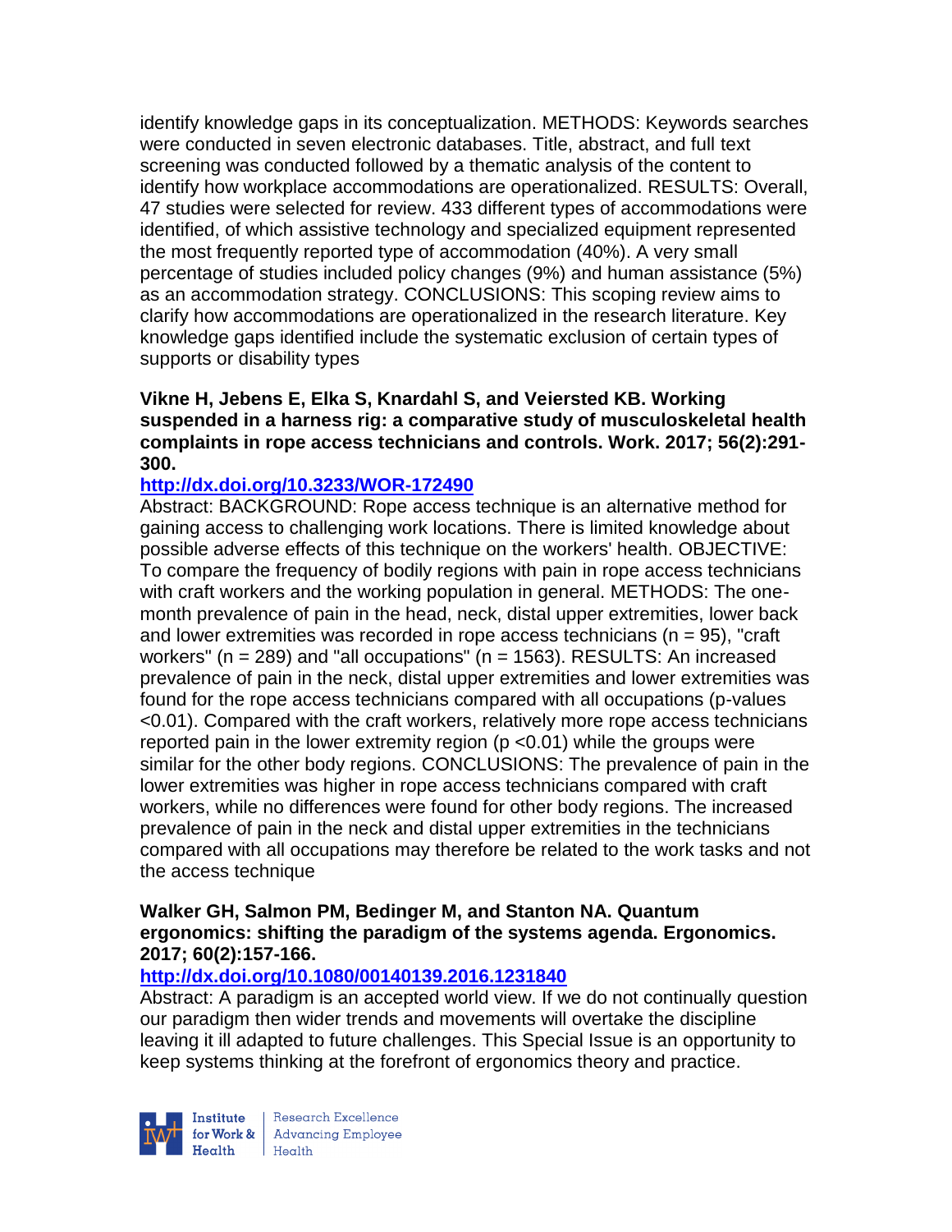identify knowledge gaps in its conceptualization. METHODS: Keywords searches were conducted in seven electronic databases. Title, abstract, and full text screening was conducted followed by a thematic analysis of the content to identify how workplace accommodations are operationalized. RESULTS: Overall, 47 studies were selected for review. 433 different types of accommodations were identified, of which assistive technology and specialized equipment represented the most frequently reported type of accommodation (40%). A very small percentage of studies included policy changes (9%) and human assistance (5%) as an accommodation strategy. CONCLUSIONS: This scoping review aims to clarify how accommodations are operationalized in the research literature. Key knowledge gaps identified include the systematic exclusion of certain types of supports or disability types

**Vikne H, Jebens E, Elka S, Knardahl S, and Veiersted KB. Working suspended in a harness rig: a comparative study of musculoskeletal health complaints in rope access technicians and controls. Work. 2017; 56(2):291-300.**

**http://dx.doi.org/10.3233/WOR-172490**

Abstract: BACKGROUND: Rope access technique is an alternative method for gaining access to challenging work locations. There is limited knowledge about possible adverse effects of this technique on the workers' health. OBJECTIVE: To compare the frequency of bodily regions with pain in rope access technicians with craft workers and the working population in general. METHODS: The one-month prevalence of pain in the head, neck, distal upper extremities, lower back and lower extremities was recorded in rope access technicians ($n = 95$), "craft workers" ($n = 289$) and "all occupations" ($n = 1563$). RESULTS: An increased prevalence of pain in the neck, distal upper extremities and lower extremities was found for the rope access technicians compared with all occupations (p-values $<0.01$). Compared with the craft workers, relatively more rope access technicians reported pain in the lower extremity region ($p < 0.01$) while the groups were similar for the other body regions. CONCLUSIONS: The prevalence of pain in the lower extremities was higher in rope access technicians compared with craft workers, while no differences were found for other body regions. The increased prevalence of pain in the neck and distal upper extremities in the technicians compared with all occupations may therefore be related to the work tasks and not the access technique

**Walker GH, Salmon PM, Bedinger M, and Stanton NA. Quantum ergonomics: shifting the paradigm of the systems agenda. Ergonomics. 2017; 60(2):157-166.**

**http://dx.doi.org/10.1080/00140139.2016.1231840**

Abstract: A paradigm is an accepted world view. If we do not continually question our paradigm then wider trends and movements will overtake the discipline leaving it ill adapted to future challenges. This Special Issue is an opportunity to keep systems thinking at the forefront of ergonomics theory and practice.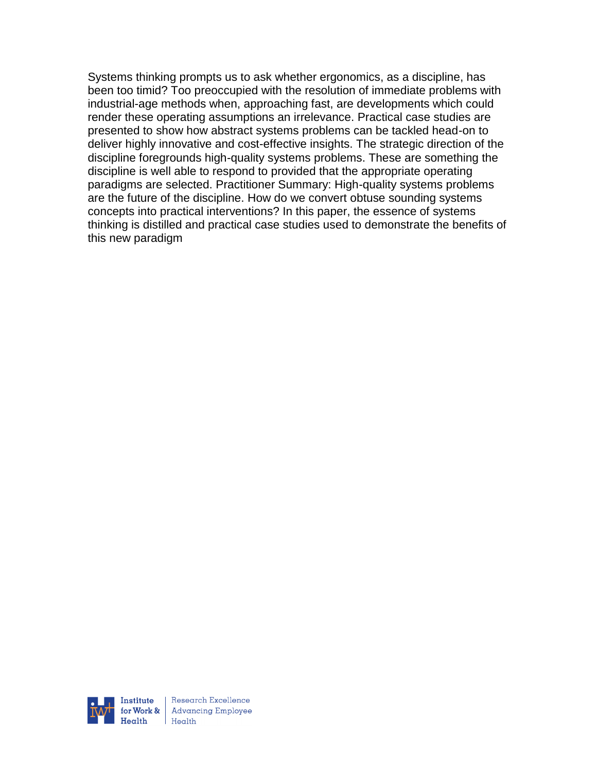Systems thinking prompts us to ask whether ergonomics, as a discipline, has been too timid? Too preoccupied with the resolution of immediate problems with industrial-age methods when, approaching fast, are developments which could render these operating assumptions an irrelevance. Practical case studies are presented to show how abstract systems problems can be tackled head-on to deliver highly innovative and cost-effective insights. The strategic direction of the discipline foregrounds high-quality systems problems. These are something the discipline is well able to respond to provided that the appropriate operating paradigms are selected. Practitioner Summary: High-quality systems problems are the future of the discipline. How do we convert obtuse sounding systems concepts into practical interventions? In this paper, the essence of systems thinking is distilled and practical case studies used to demonstrate the benefits of this new paradigm